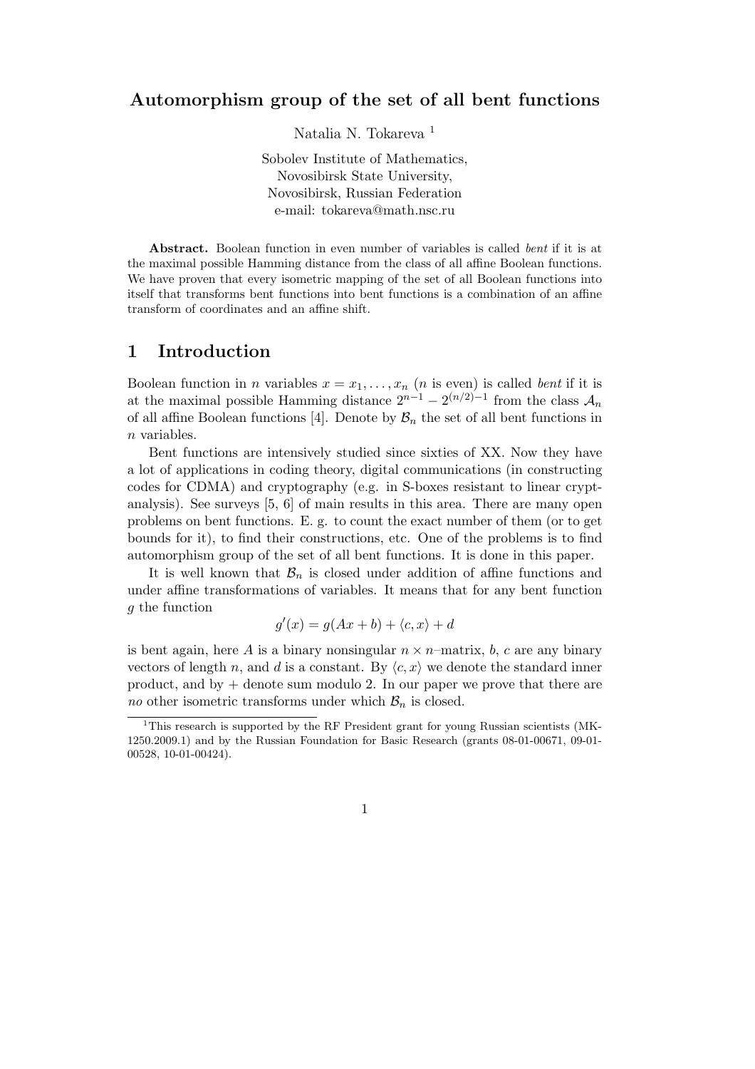# Automorphism group of the set of all bent functions

Natalia N. Tokareva [1]

Sobolev Institute of Mathematics,
Novosibirsk State University,
Novosibirsk, Russian Federation
e-mail: tokareva@math.nsc.ru

**Abstract.** Boolean function in even number of variables is called *bent* if it is at the maximal possible Hamming distance from the class of all affine Boolean functions. We have proven that every isometric mapping of the set of all Boolean functions into itself that transforms bent functions into bent functions is a combination of an affine transform of coordinates and an affine shift.

## 1 Introduction

Boolean function in $n$ variables $x = x_1, \dots, x_n$ ($n$ is even) is called *bent* if it is at the maximal possible Hamming distance $2^{n-1} - 2^{(n/2)-1}$ from the class $\mathcal{A}_n$ of all affine Boolean functions [4]. Denote by $\mathcal{B}_n$ the set of all bent functions in $n$ variables.

Bent functions are intensively studied since sixties of XX. Now they have a lot of applications in coding theory, digital communications (in constructing codes for CDMA) and cryptography (e.g. in S-boxes resistant to linear cryptanalysis). See surveys [5, 6] of main results in this area. There are many open problems on bent functions. E. g. to count the exact number of them (or to get bounds for it), to find their constructions, etc. One of the problems is to find automorphism group of the set of all bent functions. It is done in this paper.

It is well known that $\mathcal{B}_n$ is closed under addition of affine functions and under affine transformations of variables. It means that for any bent function $g$ the function

$$g'(x) = g(Ax + b) + \langle c, x \rangle + d$$

is bent again, here $A$ is a binary nonsingular $n \times n$–matrix, $b$, $c$ are any binary vectors of length $n$, and $d$ is a constant. By $\langle c, x \rangle$ we denote the standard inner product, and by $+$ denote sum modulo 2. In our paper we prove that there are *no* other isometric transforms under which $\mathcal{B}_n$ is closed.

[1] This research is supported by the RF President grant for young Russian scientists (MK-1250.2009.1) and by the Russian Foundation for Basic Research (grants 08-01-00671, 09-01-00528, 10-01-00424).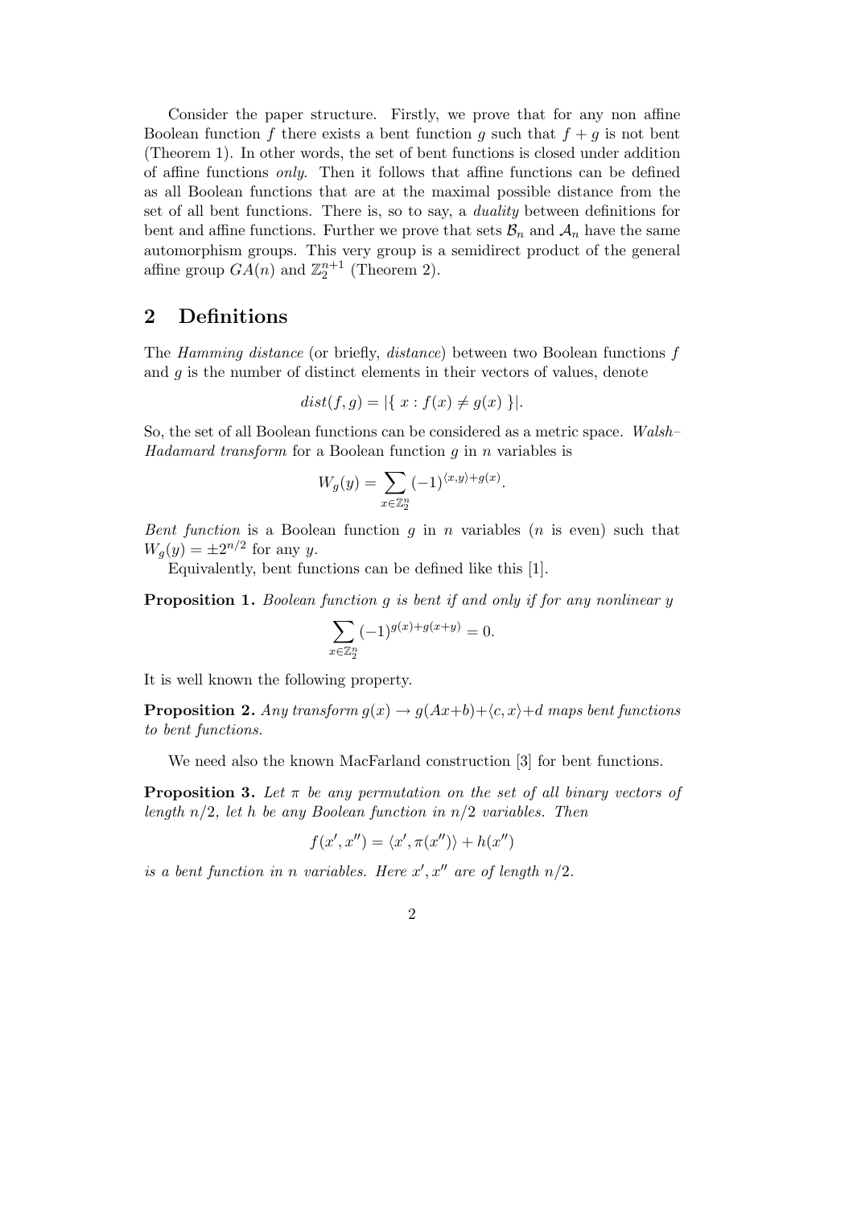Consider the paper structure. Firstly, we prove that for any non affine Boolean function $f$ there exists a bent function $g$ such that $f + g$ is not bent (Theorem 1). In other words, the set of bent functions is closed under addition of affine functions *only*. Then it follows that affine functions can be defined as all Boolean functions that are at the maximal possible distance from the set of all bent functions. There is, so to say, a *duality* between definitions for bent and affine functions. Further we prove that sets $\mathcal{B}_n$ and $\mathcal{A}_n$ have the same automorphism groups. This very group is a semidirect product of the general affine group $GA(n)$ and $\mathbb{Z}_2^{n+1}$ (Theorem 2).

## 2 Definitions

The *Hamming distance* (or briefly, *distance*) between two Boolean functions $f$ and $g$ is the number of distinct elements in their vectors of values, denote

$$dist(f, g) = |\{ \, x : f(x) \neq g(x) \, \}|.$$

So, the set of all Boolean functions can be considered as a metric space. *Walsh–Hadamard transform* for a Boolean function $g$ in $n$ variables is

$$W_g(y) = \sum_{x \in \mathbb{Z}_2^n} (-1)^{\langle x, y \rangle + g(x)}.$$

*Bent function* is a Boolean function $g$ in $n$ variables ($n$ is even) such that $W_g(y) = \pm 2^{n/2}$ for any $y$.

Equivalently, bent functions can be defined like this [1].

**Proposition 1.** *Boolean function $g$ is bent if and only if for any nonlinear $y$*

$$\sum_{x \in \mathbb{Z}_2^n} (-1)^{g(x) + g(x+y)} = 0.$$

It is well known the following property.

**Proposition 2.** *Any transform $g(x) \to g(Ax+b) + \langle c, x \rangle + d$ maps bent functions to bent functions.*

We need also the known MacFarland construction [3] for bent functions.

**Proposition 3.** *Let $\pi$ be any permutation on the set of all binary vectors of length $n/2$, let $h$ be any Boolean function in $n/2$ variables. Then*

$$f(x', x'') = \langle x', \pi(x'') \rangle + h(x'')$$

*is a bent function in $n$ variables. Here $x', x''$ are of length $n/2$.*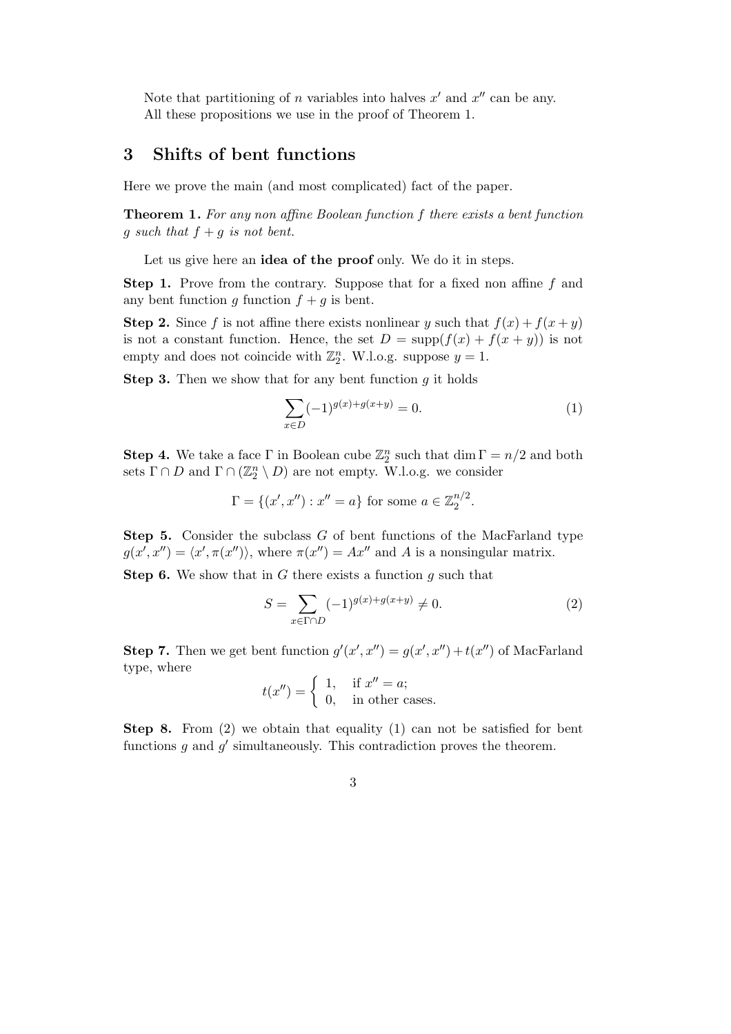Note that partitioning of $n$ variables into halves $x'$ and $x''$ can be any.
All these propositions we use in the proof of Theorem 1.

## 3 Shifts of bent functions

Here we prove the main (and most complicated) fact of the paper.

**Theorem 1.** *For any non affine Boolean function $f$ there exists a bent function $g$ such that $f + g$ is not bent.*

Let us give here an **idea of the proof** only. We do it in steps.

**Step 1.** Prove from the contrary. Suppose that for a fixed non affine $f$ and any bent function $g$ function $f + g$ is bent.

**Step 2.** Since $f$ is not affine there exists nonlinear $y$ such that $f(x) + f(x + y)$ is not a constant function. Hence, the set $D = \mathrm{supp}(f(x) + f(x + y))$ is not empty and does not coincide with $\mathbb{Z}_2^n$. W.l.o.g. suppose $y = 1$.

**Step 3.** Then we show that for any bent function $g$ it holds

$$\sum_{x \in D} (-1)^{g(x)+g(x+y)} = 0. \tag{1}$$

**Step 4.** We take a face $\Gamma$ in Boolean cube $\mathbb{Z}_2^n$ such that $\dim \Gamma = n/2$ and both sets $\Gamma \cap D$ and $\Gamma \cap (\mathbb{Z}_2^n \setminus D)$ are not empty. W.l.o.g. we consider

$$\Gamma = \{(x', x'') : x'' = a\} \text{ for some } a \in \mathbb{Z}_2^{n/2}.$$

**Step 5.** Consider the subclass $G$ of bent functions of the MacFarland type $g(x', x'') = \langle x', \pi(x'') \rangle$, where $\pi(x'') = Ax''$ and $A$ is a nonsingular matrix.

**Step 6.** We show that in $G$ there exists a function $g$ such that

$$S = \sum_{x \in \Gamma \cap D} (-1)^{g(x)+g(x+y)} \neq 0. \tag{2}$$

**Step 7.** Then we get bent function $g'(x', x'') = g(x', x'') + t(x'')$ of MacFarland type, where

$$t(x'') = \begin{cases} 1, & \text{if } x'' = a; \\ 0, & \text{in other cases.} \end{cases}$$

**Step 8.** From (2) we obtain that equality (1) can not be satisfied for bent functions $g$ and $g'$ simultaneously. This contradiction proves the theorem.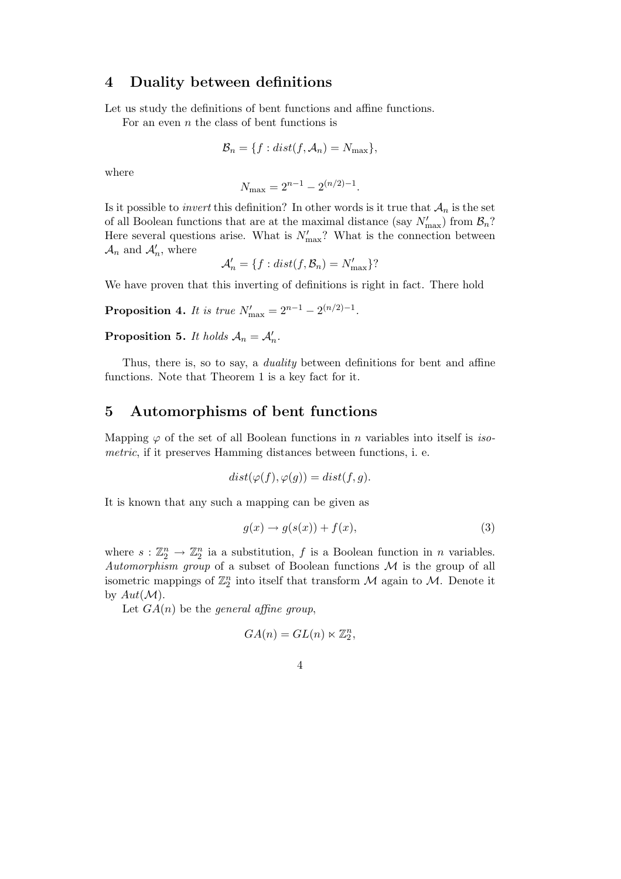## 4 Duality between definitions

Let us study the definitions of bent functions and affine functions.

For an even $n$ the class of bent functions is

$$\mathcal{B}_n = \{f : dist(f, \mathcal{A}_n) = N_{\max}\},$$

where

$$N_{\max} = 2^{n-1} - 2^{(n/2)-1}.$$

Is it possible to *invert* this definition? In other words is it true that $\mathcal{A}_n$ is the set of all Boolean functions that are at the maximal distance (say $N'_{\max}$) from $\mathcal{B}_n$? Here several questions arise. What is $N'_{\max}$? What is the connection between $\mathcal{A}_n$ and $\mathcal{A}'_n$, where

$$\mathcal{A}'_n = \{f : dist(f, \mathcal{B}_n) = N'_{\max}\}?$$

We have proven that this inverting of definitions is right in fact. There hold

**Proposition 4.** *It is true* $N'_{\max} = 2^{n-1} - 2^{(n/2)-1}$.

**Proposition 5.** *It holds* $\mathcal{A}_n = \mathcal{A}'_n$.

Thus, there is, so to say, a *duality* between definitions for bent and affine functions. Note that Theorem 1 is a key fact for it.

## 5 Automorphisms of bent functions

Mapping $\varphi$ of the set of all Boolean functions in $n$ variables into itself is *isometric*, if it preserves Hamming distances between functions, i. e.

$$dist(\varphi(f), \varphi(g)) = dist(f, g).$$

It is known that any such a mapping can be given as

$$g(x) \to g(s(x)) + f(x), \tag{3}$$

where $s : \mathbb{Z}_2^n \to \mathbb{Z}_2^n$ ia a substitution, $f$ is a Boolean function in $n$ variables. *Automorphism group* of a subset of Boolean functions $\mathcal{M}$ is the group of all isometric mappings of $\mathbb{Z}_2^n$ into itself that transform $\mathcal{M}$ again to $\mathcal{M}$. Denote it by $Aut(\mathcal{M})$.

Let $GA(n)$ be the *general affine group*,

$$GA(n) = GL(n) \ltimes \mathbb{Z}_2^n,$$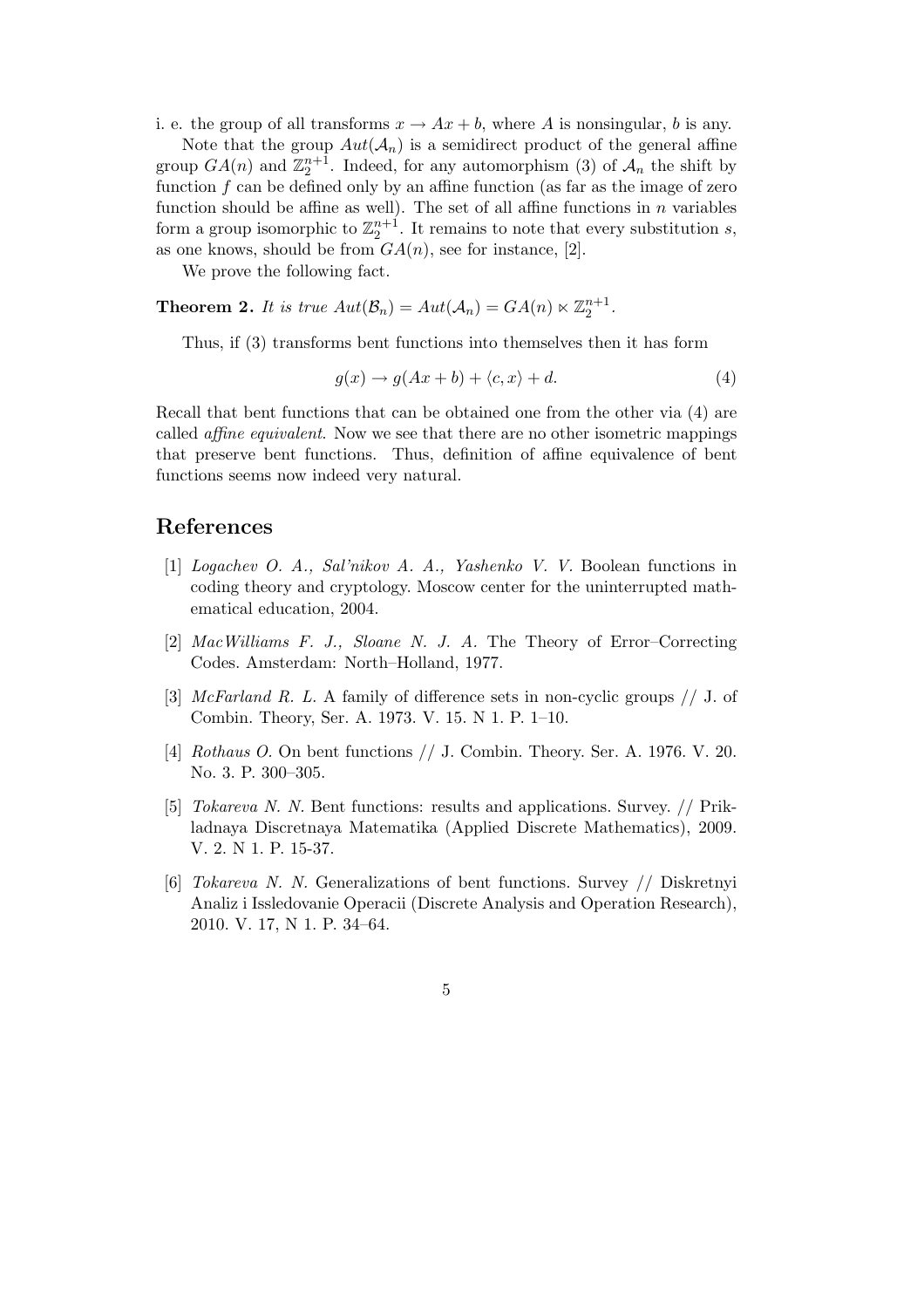i. e. the group of all transforms $x \to Ax + b$, where $A$ is nonsingular, $b$ is any.

Note that the group $Aut(\mathcal{A}_n)$ is a semidirect product of the general affine group $GA(n)$ and $\mathbb{Z}_2^{n+1}$. Indeed, for any automorphism (3) of $\mathcal{A}_n$ the shift by function $f$ can be defined only by an affine function (as far as the image of zero function should be affine as well). The set of all affine functions in $n$ variables form a group isomorphic to $\mathbb{Z}_2^{n+1}$. It remains to note that every substitution $s$, as one knows, should be from $GA(n)$, see for instance, [2].

We prove the following fact.

**Theorem 2.** *It is true* $Aut(\mathcal{B}_n) = Aut(\mathcal{A}_n) = GA(n) \ltimes \mathbb{Z}_2^{n+1}$.

Thus, if (3) transforms bent functions into themselves then it has form

$$g(x) \to g(Ax + b) + \langle c, x \rangle + d. \tag{4}$$

Recall that bent functions that can be obtained one from the other via (4) are called *affine equivalent*. Now we see that there are no other isometric mappings that preserve bent functions. Thus, definition of affine equivalence of bent functions seems now indeed very natural.

## References

[1] *Logachev O. A., Sal'nikov A. A., Yashenko V. V.* Boolean functions in coding theory and cryptology. Moscow center for the uninterrupted mathematical education, 2004.

[2] *MacWilliams F. J., Sloane N. J. A.* The Theory of Error–Correcting Codes. Amsterdam: North–Holland, 1977.

[3] *McFarland R. L.* A family of difference sets in non-cyclic groups // J. of Combin. Theory, Ser. A. 1973. V. 15. N 1. P. 1–10.

[4] *Rothaus O.* On bent functions // J. Combin. Theory. Ser. A. 1976. V. 20. No. 3. P. 300–305.

[5] *Tokareva N. N.* Bent functions: results and applications. Survey. // Prikladnaya Discretnaya Matematika (Applied Discrete Mathematics), 2009. V. 2. N 1. P. 15-37.

[6] *Tokareva N. N.* Generalizations of bent functions. Survey // Diskretnyi Analiz i Issledovanie Operacii (Discrete Analysis and Operation Research), 2010. V. 17, N 1. P. 34–64.